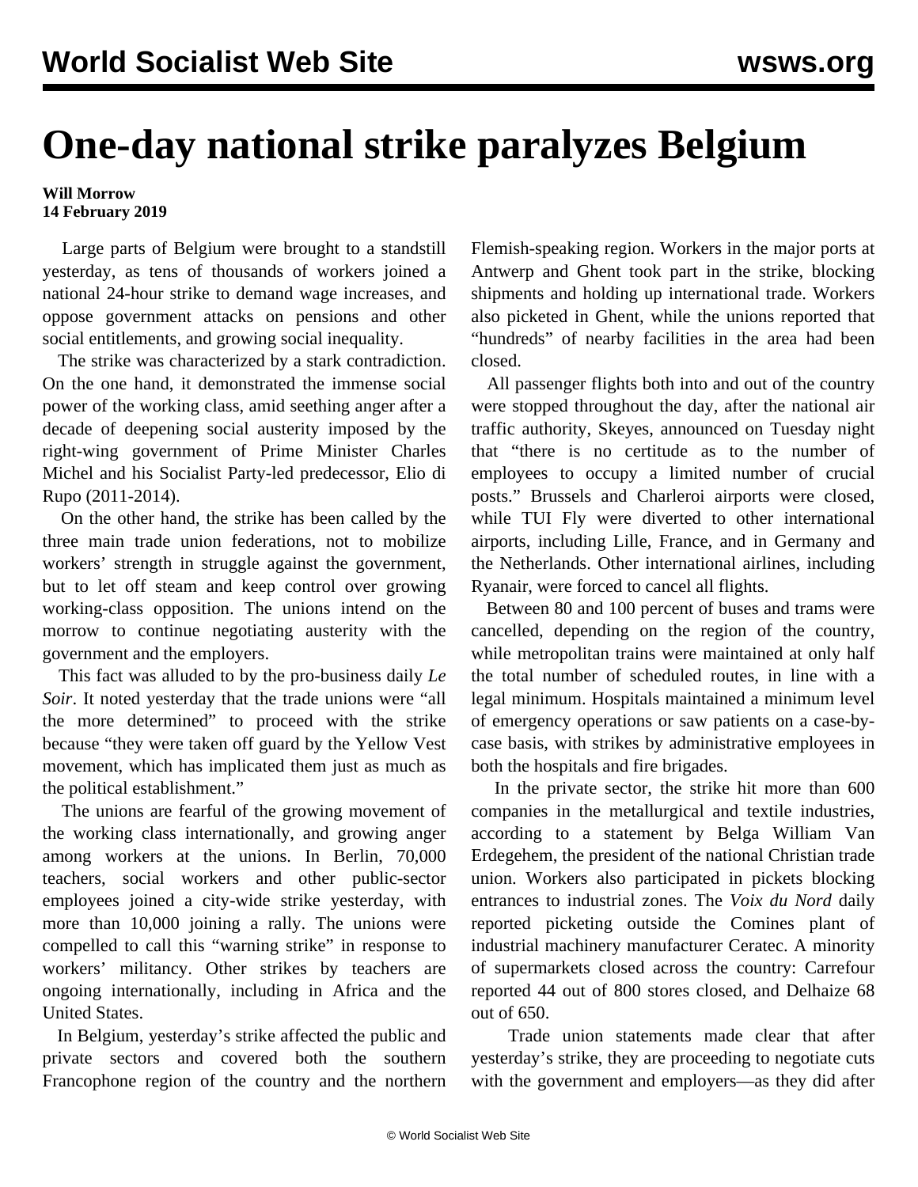# One-day national strike paralyzes Belgium

**Will Morrow**
**14 February 2019**

Large parts of Belgium were brought to a standstill yesterday, as tens of thousands of workers joined a national 24-hour strike to demand wage increases, and oppose government attacks on pensions and other social entitlements, and growing social inequality.

The strike was characterized by a stark contradiction. On the one hand, it demonstrated the immense social power of the working class, amid seething anger after a decade of deepening social austerity imposed by the right-wing government of Prime Minister Charles Michel and his Socialist Party-led predecessor, Elio di Rupo (2011-2014).

On the other hand, the strike has been called by the three main trade union federations, not to mobilize workers' strength in struggle against the government, but to let off steam and keep control over growing working-class opposition. The unions intend on the morrow to continue negotiating austerity with the government and the employers.

This fact was alluded to by the pro-business daily *Le Soir*. It noted yesterday that the trade unions were "all the more determined" to proceed with the strike because "they were taken off guard by the Yellow Vest movement, which has implicated them just as much as the political establishment."

The unions are fearful of the growing movement of the working class internationally, and growing anger among workers at the unions. In Berlin, 70,000 teachers, social workers and other public-sector employees joined a city-wide strike yesterday, with more than 10,000 joining a rally. The unions were compelled to call this "warning strike" in response to workers' militancy. Other strikes by teachers are ongoing internationally, including in Africa and the United States.

In Belgium, yesterday's strike affected the public and private sectors and covered both the southern Francophone region of the country and the northern Flemish-speaking region. Workers in the major ports at Antwerp and Ghent took part in the strike, blocking shipments and holding up international trade. Workers also picketed in Ghent, while the unions reported that "hundreds" of nearby facilities in the area had been closed.

All passenger flights both into and out of the country were stopped throughout the day, after the national air traffic authority, Skeyes, announced on Tuesday night that "there is no certitude as to the number of employees to occupy a limited number of crucial posts." Brussels and Charleroi airports were closed, while TUI Fly were diverted to other international airports, including Lille, France, and in Germany and the Netherlands. Other international airlines, including Ryanair, were forced to cancel all flights.

Between 80 and 100 percent of buses and trams were cancelled, depending on the region of the country, while metropolitan trains were maintained at only half the total number of scheduled routes, in line with a legal minimum. Hospitals maintained a minimum level of emergency operations or saw patients on a case-by-case basis, with strikes by administrative employees in both the hospitals and fire brigades.

In the private sector, the strike hit more than 600 companies in the metallurgical and textile industries, according to a statement by Belga William Van Erdegehem, the president of the national Christian trade union. Workers also participated in pickets blocking entrances to industrial zones. The *Voix du Nord* daily reported picketing outside the Comines plant of industrial machinery manufacturer Ceratec. A minority of supermarkets closed across the country: Carrefour reported 44 out of 800 stores closed, and Delhaize 68 out of 650.

Trade union statements made clear that after yesterday's strike, they are proceeding to negotiate cuts with the government and employers—as they did after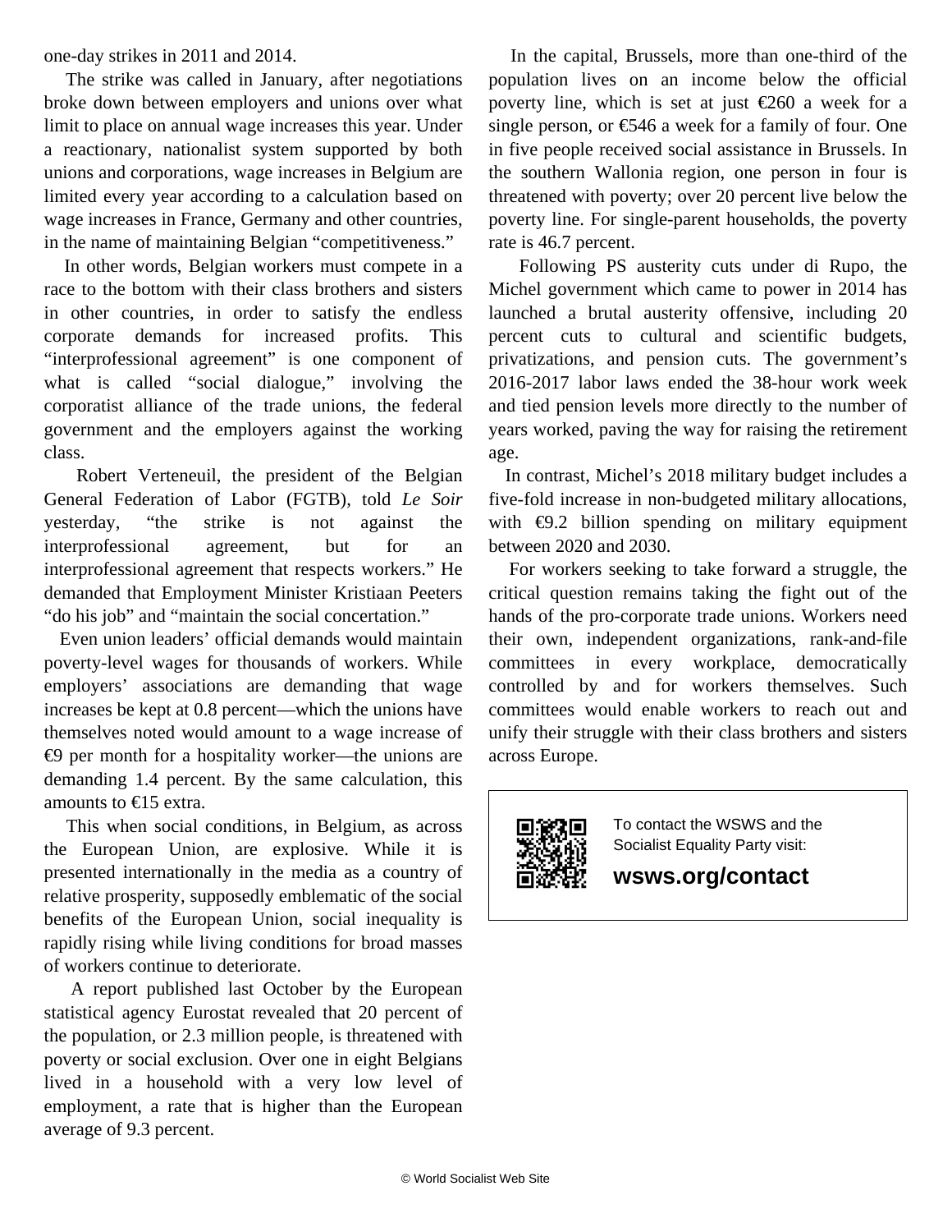one-day strikes in 2011 and 2014.

The strike was called in January, after negotiations broke down between employers and unions over what limit to place on annual wage increases this year. Under a reactionary, nationalist system supported by both unions and corporations, wage increases in Belgium are limited every year according to a calculation based on wage increases in France, Germany and other countries, in the name of maintaining Belgian "competitiveness."

In other words, Belgian workers must compete in a race to the bottom with their class brothers and sisters in other countries, in order to satisfy the endless corporate demands for increased profits. This "interprofessional agreement" is one component of what is called "social dialogue," involving the corporatist alliance of the trade unions, the federal government and the employers against the working class.

Robert Verteneuil, the president of the Belgian General Federation of Labor (FGTB), told *Le Soir* yesterday, "the strike is not against the interprofessional agreement, but for an interprofessional agreement that respects workers." He demanded that Employment Minister Kristiaan Peeters "do his job" and "maintain the social concertation."

Even union leaders' official demands would maintain poverty-level wages for thousands of workers. While employers' associations are demanding that wage increases be kept at 0.8 percent—which the unions have themselves noted would amount to a wage increase of €9 per month for a hospitality worker—the unions are demanding 1.4 percent. By the same calculation, this amounts to €15 extra.

This when social conditions, in Belgium, as across the European Union, are explosive. While it is presented internationally in the media as a country of relative prosperity, supposedly emblematic of the social benefits of the European Union, social inequality is rapidly rising while living conditions for broad masses of workers continue to deteriorate.

A report published last October by the European statistical agency Eurostat revealed that 20 percent of the population, or 2.3 million people, is threatened with poverty or social exclusion. Over one in eight Belgians lived in a household with a very low level of employment, a rate that is higher than the European average of 9.3 percent.

In the capital, Brussels, more than one-third of the population lives on an income below the official poverty line, which is set at just €260 a week for a single person, or €546 a week for a family of four. One in five people received social assistance in Brussels. In the southern Wallonia region, one person in four is threatened with poverty; over 20 percent live below the poverty line. For single-parent households, the poverty rate is 46.7 percent.

Following PS austerity cuts under di Rupo, the Michel government which came to power in 2014 has launched a brutal austerity offensive, including 20 percent cuts to cultural and scientific budgets, privatizations, and pension cuts. The government's 2016-2017 labor laws ended the 38-hour work week and tied pension levels more directly to the number of years worked, paving the way for raising the retirement age.

In contrast, Michel's 2018 military budget includes a five-fold increase in non-budgeted military allocations, with €9.2 billion spending on military equipment between 2020 and 2030.

For workers seeking to take forward a struggle, the critical question remains taking the fight out of the hands of the pro-corporate trade unions. Workers need their own, independent organizations, rank-and-file committees in every workplace, democratically controlled by and for workers themselves. Such committees would enable workers to reach out and unify their struggle with their class brothers and sisters across Europe.

To contact the WSWS and the Socialist Equality Party visit:

**wsws.org/contact**